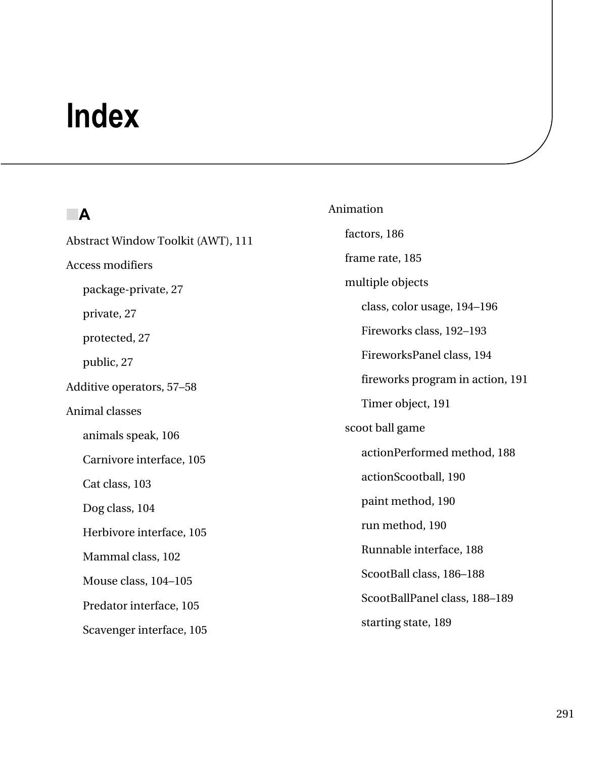# Index

## A

Abstract Window Toolkit (AWT), 111

Access modifiers

- package-private, 27
- private, 27
- protected, 27
- public, 27

Additive operators, 57–58

Animal classes

- animals speak, 106
- Carnivore interface, 105
- Cat class, 103
- Dog class, 104
- Herbivore interface, 105
- Mammal class, 102
- Mouse class, 104–105
- Predator interface, 105
- Scavenger interface, 105

Animation

- factors, 186
- frame rate, 185
- multiple objects
  - class, color usage, 194–196
  - Fireworks class, 192–193
  - FireworksPanel class, 194
  - fireworks program in action, 191
  - Timer object, 191
- scoot ball game
  - actionPerformed method, 188
  - actionScootball, 190
  - paint method, 190
  - run method, 190
  - Runnable interface, 188
  - ScootBall class, 186–188
  - ScootBallPanel class, 188–189
  - starting state, 189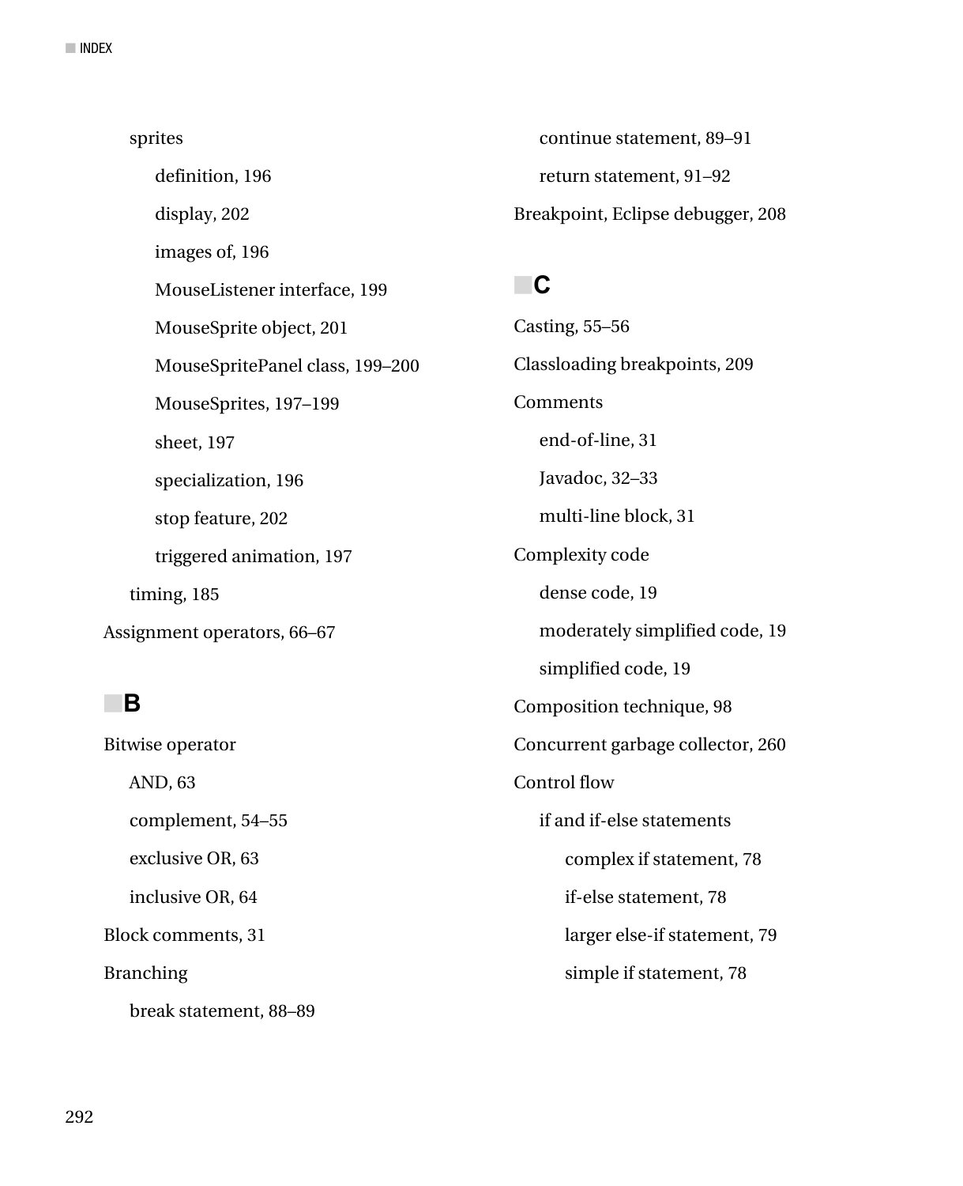- sprites
  - definition, 196
  - display, 202
  - images of, 196
  - MouseListener interface, 199
  - MouseSprite object, 201
  - MouseSpritePanel class, 199–200
  - MouseSprites, 197–199
  - sheet, 197
  - specialization, 196
  - stop feature, 202
  - triggered animation, 197
- timing, 185

Assignment operators, 66–67

## B

Bitwise operator
- AND, 63
- complement, 54–55
- exclusive OR, 63
- inclusive OR, 64

Block comments, 31

Branching
- break statement, 88–89
- continue statement, 89–91
- return statement, 91–92

Breakpoint, Eclipse debugger, 208

## C

Casting, 55–56

Classloading breakpoints, 209

Comments
- end-of-line, 31
- Javadoc, 32–33
- multi-line block, 31

Complexity code
- dense code, 19
- moderately simplified code, 19
- simplified code, 19

Composition technique, 98

Concurrent garbage collector, 260

Control flow
- if and if-else statements
  - complex if statement, 78
  - if-else statement, 78
  - larger else-if statement, 79
  - simple if statement, 78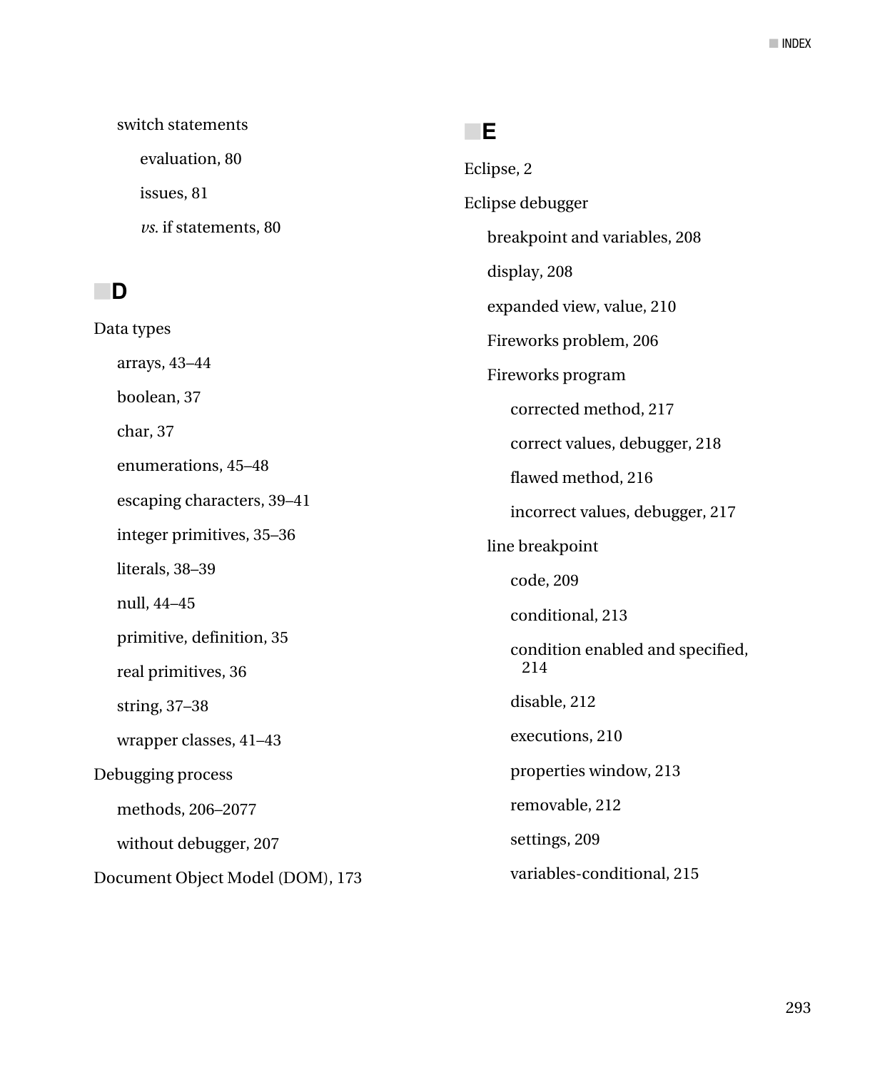- switch statements
  - evaluation, 80
  - issues, 81
  - *vs.* if statements, 80

## D

- Data types
  - arrays, 43–44
  - boolean, 37
  - char, 37
  - enumerations, 45–48
  - escaping characters, 39–41
  - integer primitives, 35–36
  - literals, 38–39
  - null, 44–45
  - primitive, definition, 35
  - real primitives, 36
  - string, 37–38
  - wrapper classes, 41–43
- Debugging process
  - methods, 206–2077
  - without debugger, 207
- Document Object Model (DOM), 173

## E

- Eclipse, 2
- Eclipse debugger
  - breakpoint and variables, 208
  - display, 208
  - expanded view, value, 210
  - Fireworks problem, 206
  - Fireworks program
    - corrected method, 217
    - correct values, debugger, 218
    - flawed method, 216
    - incorrect values, debugger, 217
  - line breakpoint
    - code, 209
    - conditional, 213
    - condition enabled and specified, 214
    - disable, 212
    - executions, 210
    - properties window, 213
    - removable, 212
    - settings, 209
    - variables-conditional, 215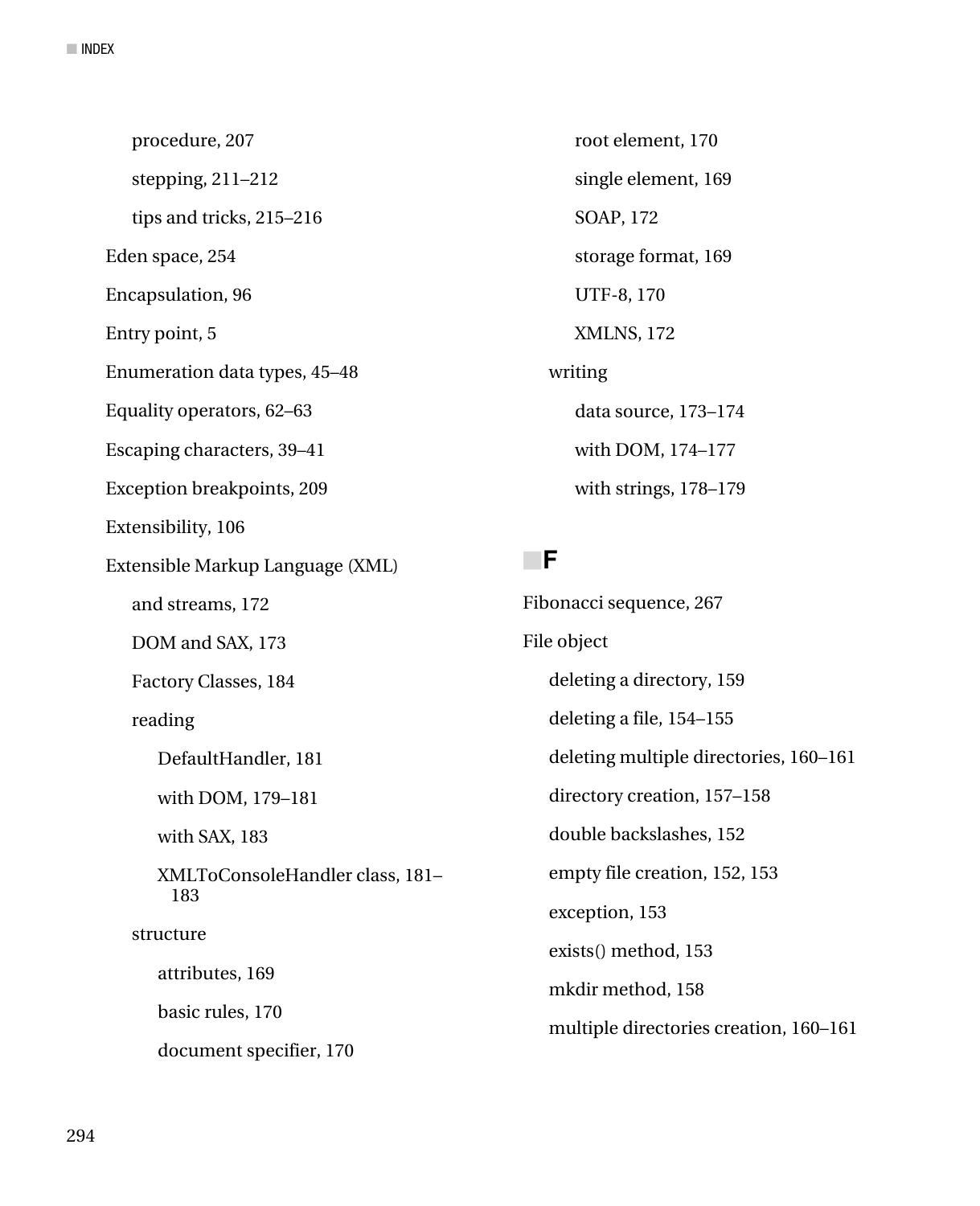- procedure, 207
- stepping, 211–212
- tips and tricks, 215–216

Eden space, 254

Encapsulation, 96

Entry point, 5

Enumeration data types, 45–48

Equality operators, 62–63

Escaping characters, 39–41

Exception breakpoints, 209

Extensibility, 106

Extensible Markup Language (XML)

- and streams, 172
- DOM and SAX, 173
- Factory Classes, 184
- reading
  - DefaultHandler, 181
  - with DOM, 179–181
  - with SAX, 183
  - XMLToConsoleHandler class, 181–183
- structure
  - attributes, 169
  - basic rules, 170
  - document specifier, 170
  - root element, 170
  - single element, 169
  - SOAP, 172
  - storage format, 169
  - UTF-8, 170
  - XMLNS, 172
- writing
  - data source, 173–174
  - with DOM, 174–177
  - with strings, 178–179

## F

Fibonacci sequence, 267

File object

- deleting a directory, 159
- deleting a file, 154–155
- deleting multiple directories, 160–161
- directory creation, 157–158
- double backslashes, 152
- empty file creation, 152, 153
- exception, 153
- exists() method, 153
- mkdir method, 158
- multiple directories creation, 160–161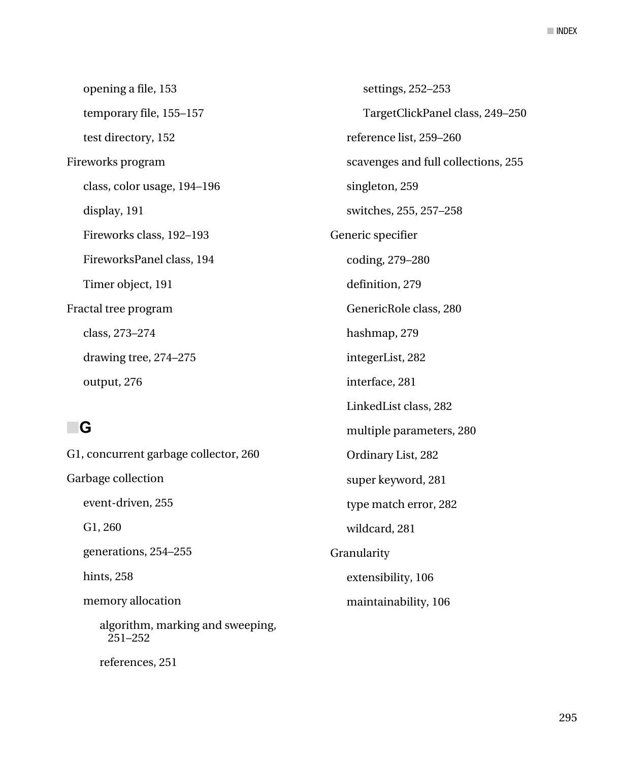- opening a file, 153
- temporary file, 155–157
- test directory, 152

Fireworks program

- class, color usage, 194–196
- display, 191
- Fireworks class, 192–193
- FireworksPanel class, 194
- Timer object, 191

Fractal tree program

- class, 273–274
- drawing tree, 274–275
- output, 276

## G

G1, concurrent garbage collector, 260

Garbage collection

- event-driven, 255
- G1, 260
- generations, 254–255
- hints, 258
- memory allocation
  - algorithm, marking and sweeping, 251–252
  - references, 251
  - settings, 252–253
  - TargetClickPanel class, 249–250
- reference list, 259–260
- scavenges and full collections, 255
- singleton, 259
- switches, 255, 257–258

Generic specifier

- coding, 279–280
- definition, 279
- GenericRole class, 280
- hashmap, 279
- integerList, 282
- interface, 281
- LinkedList class, 282
- multiple parameters, 280
- Ordinary List, 282
- super keyword, 281
- type match error, 282
- wildcard, 281

Granularity

- extensibility, 106
- maintainability, 106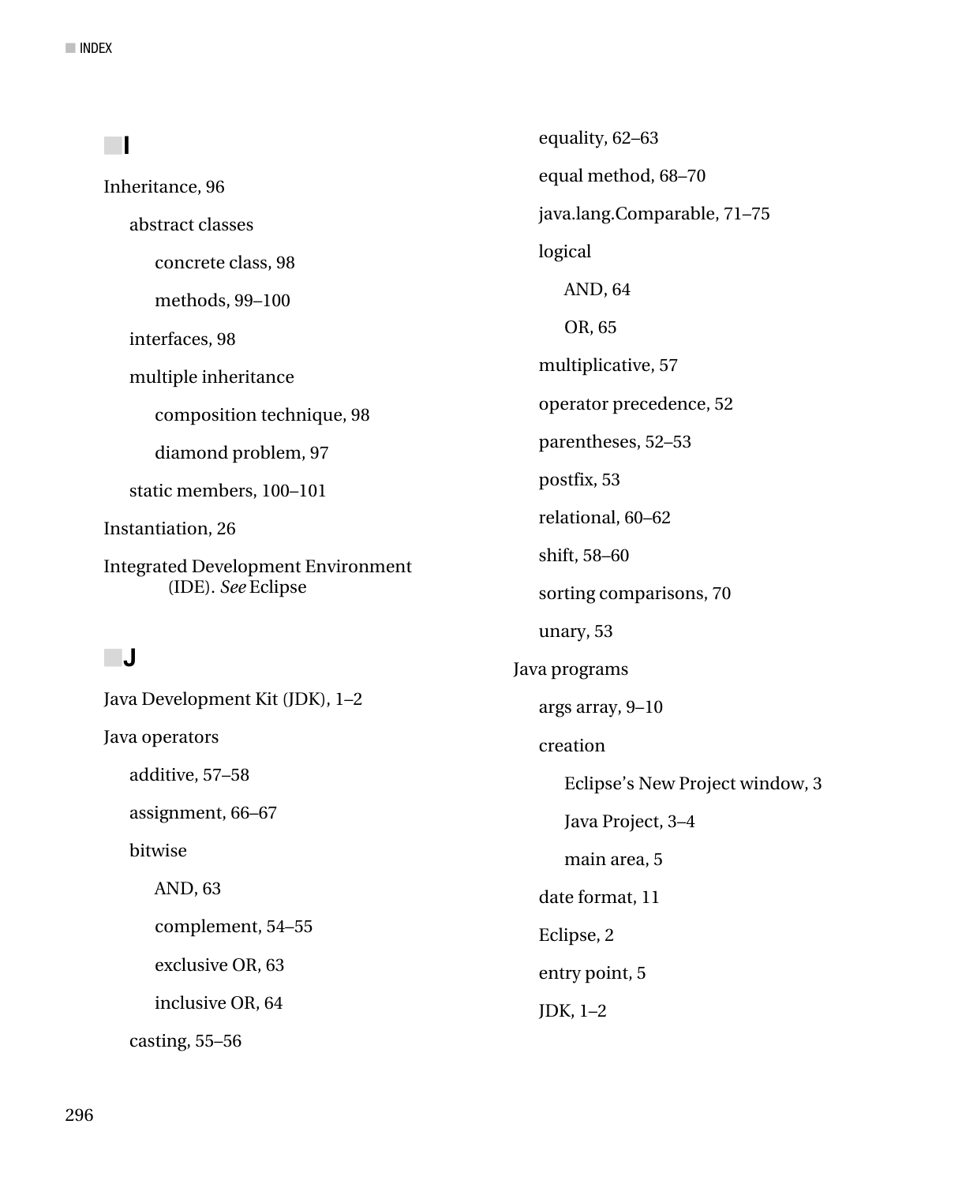## I

Inheritance, 96

- abstract classes
  - concrete class, 98
  - methods, 99–100
- interfaces, 98
- multiple inheritance
  - composition technique, 98
  - diamond problem, 97
- static members, 100–101

Instantiation, 26

Integrated Development Environment (IDE). *See* Eclipse

## J

Java Development Kit (JDK), 1–2

Java operators

- additive, 57–58
- assignment, 66–67
- bitwise
  - AND, 63
  - complement, 54–55
  - exclusive OR, 63
  - inclusive OR, 64
- casting, 55–56
- equality, 62–63
- equal method, 68–70
- java.lang.Comparable, 71–75
- logical
  - AND, 64
  - OR, 65
- multiplicative, 57
- operator precedence, 52
- parentheses, 52–53
- postfix, 53
- relational, 60–62
- shift, 58–60
- sorting comparisons, 70
- unary, 53

Java programs

- args array, 9–10
- creation
  - Eclipse's New Project window, 3
  - Java Project, 3–4
  - main area, 5
- date format, 11
- Eclipse, 2
- entry point, 5
- JDK, 1–2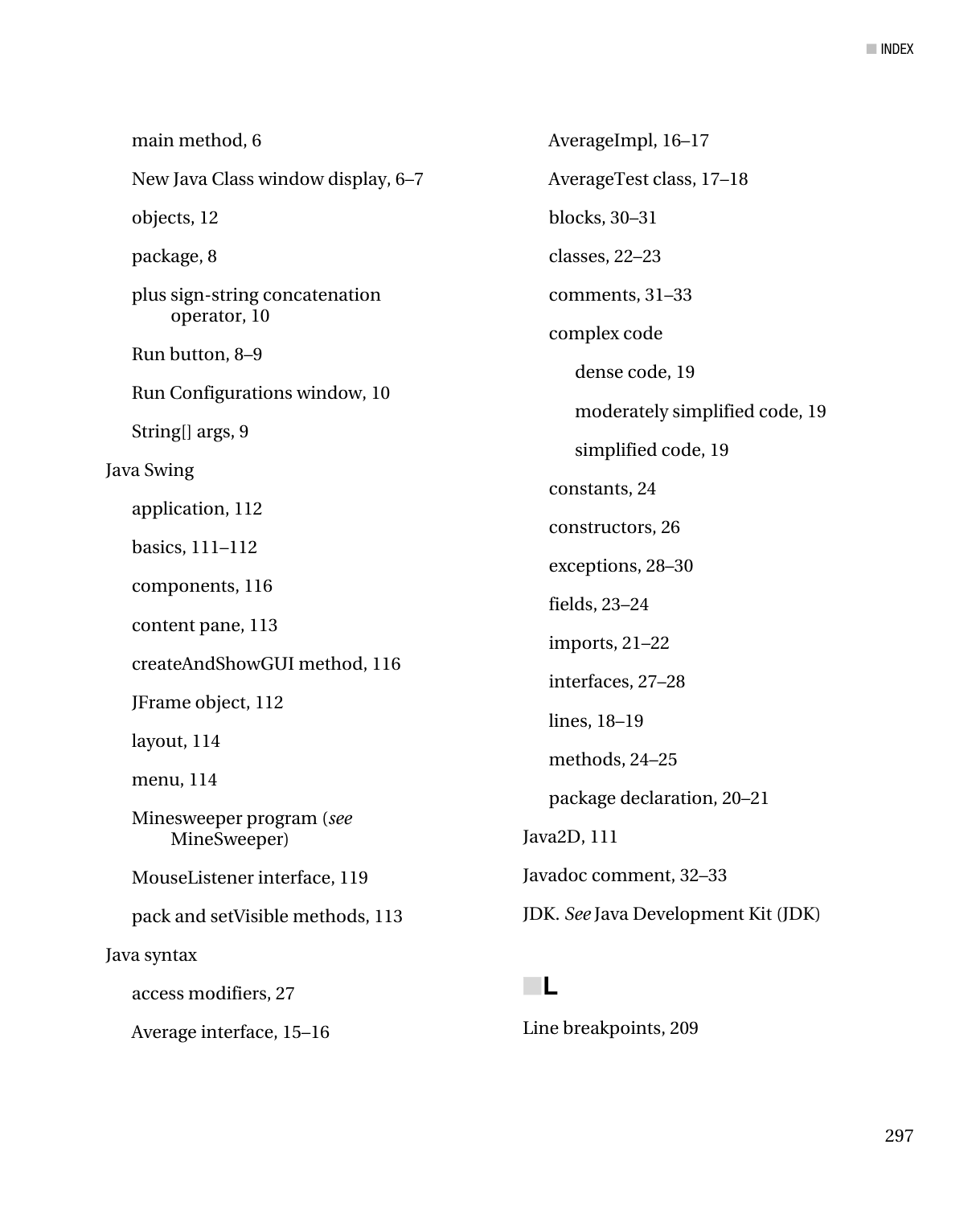- main method, 6
- New Java Class window display, 6–7
- objects, 12
- package, 8
- plus sign-string concatenation operator, 10
- Run button, 8–9
- Run Configurations window, 10
- String[] args, 9

Java Swing
- application, 112
- basics, 111–112
- components, 116
- content pane, 113
- createAndShowGUI method, 116
- JFrame object, 112
- layout, 114
- menu, 114
- Minesweeper program (*see* MineSweeper)
- MouseListener interface, 119
- pack and setVisible methods, 113

Java syntax
- access modifiers, 27
- Average interface, 15–16
- AverageImpl, 16–17
- AverageTest class, 17–18
- blocks, 30–31
- classes, 22–23
- comments, 31–33
- complex code
  - dense code, 19
  - moderately simplified code, 19
  - simplified code, 19
- constants, 24
- constructors, 26
- exceptions, 28–30
- fields, 23–24
- imports, 21–22
- interfaces, 27–28
- lines, 18–19
- methods, 24–25
- package declaration, 20–21

Java2D, 111

Javadoc comment, 32–33

JDK. *See* Java Development Kit (JDK)

## L

Line breakpoints, 209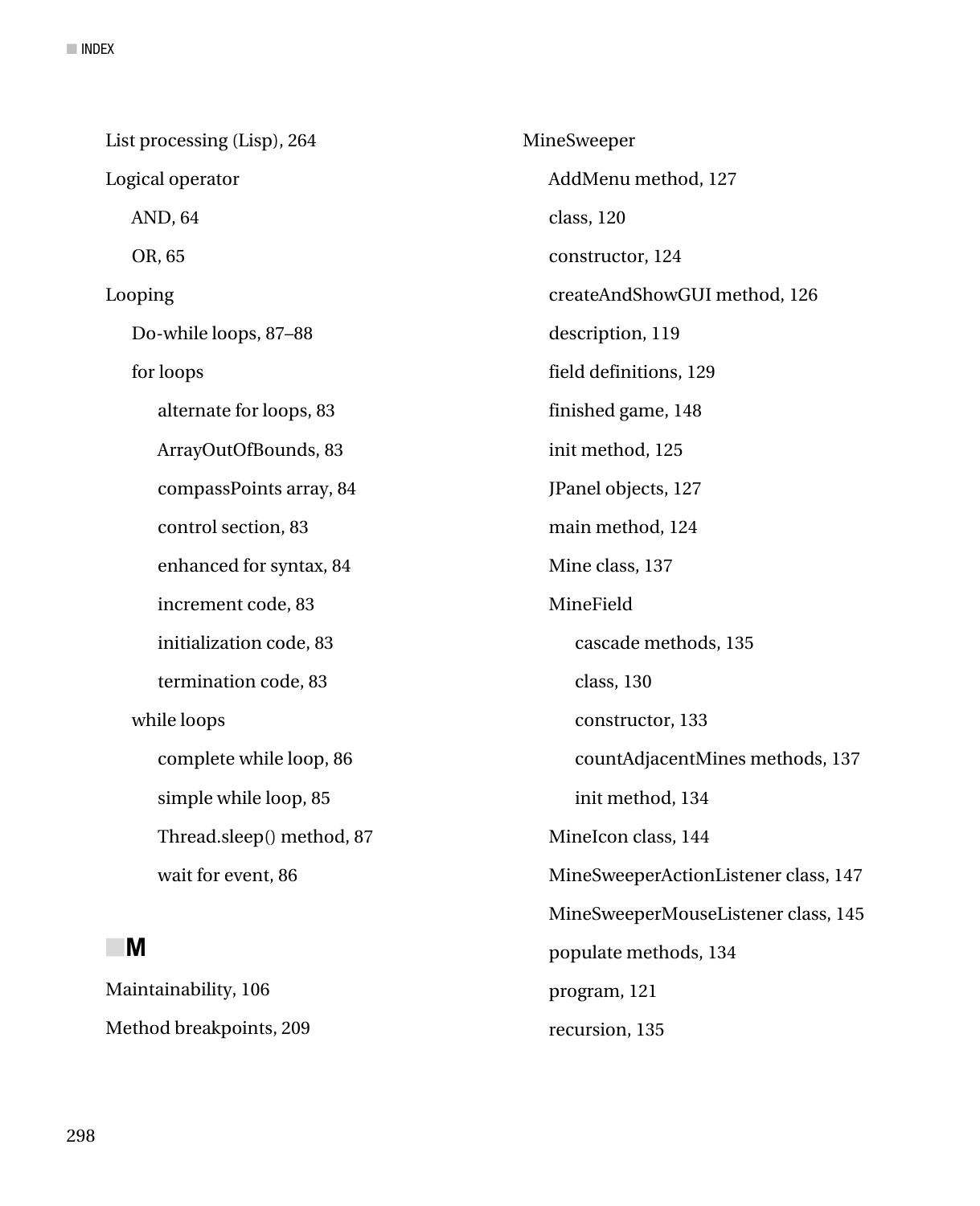List processing (Lisp), 264

Logical operator

- AND, 64
- OR, 65

Looping

- Do-while loops, 87–88
- for loops
  - alternate for loops, 83
  - ArrayOutOfBounds, 83
  - compassPoints array, 84
  - control section, 83
  - enhanced for syntax, 84
  - increment code, 83
  - initialization code, 83
  - termination code, 83
- while loops
  - complete while loop, 86
  - simple while loop, 85
  - Thread.sleep() method, 87
  - wait for event, 86

## M

Maintainability, 106

Method breakpoints, 209

MineSweeper

- AddMenu method, 127
- class, 120
- constructor, 124
- createAndShowGUI method, 126
- description, 119
- field definitions, 129
- finished game, 148
- init method, 125
- JPanel objects, 127
- main method, 124
- Mine class, 137
- MineField
  - cascade methods, 135
  - class, 130
  - constructor, 133
  - countAdjacentMines methods, 137
  - init method, 134
- MineIcon class, 144
- MineSweeperActionListener class, 147
- MineSweeperMouseListener class, 145
- populate methods, 134
- program, 121
- recursion, 135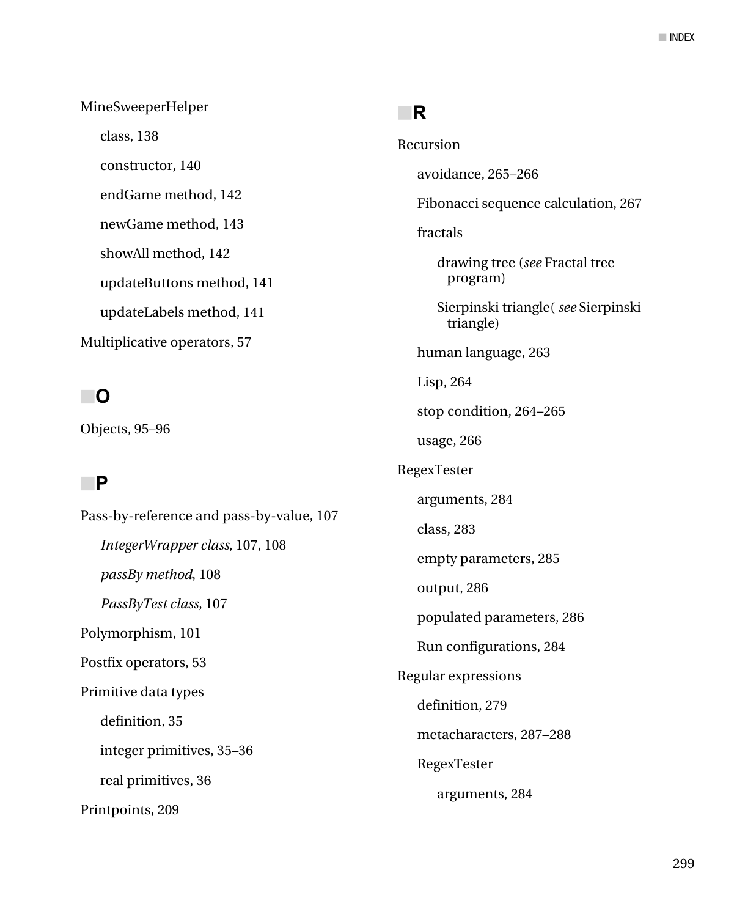MineSweeperHelper

- class, 138
- constructor, 140
- endGame method, 142
- newGame method, 143
- showAll method, 142
- updateButtons method, 141
- updateLabels method, 141

Multiplicative operators, 57

## O

Objects, 95–96

## P

Pass-by-reference and pass-by-value, 107

- *IntegerWrapper class*, 107, 108
- *passBy method*, 108
- *PassByTest class*, 107

Polymorphism, 101

Postfix operators, 53

Primitive data types

- definition, 35
- integer primitives, 35–36
- real primitives, 36

Printpoints, 209

## R

Recursion

- avoidance, 265–266
- Fibonacci sequence calculation, 267
- fractals
  - drawing tree (*see* Fractal tree program)
  - Sierpinski triangle( *see* Sierpinski triangle)
- human language, 263
- Lisp, 264
- stop condition, 264–265
- usage, 266

RegexTester

- arguments, 284
- class, 283
- empty parameters, 285
- output, 286
- populated parameters, 286
- Run configurations, 284

Regular expressions

- definition, 279
- metacharacters, 287–288
- RegexTester
  - arguments, 284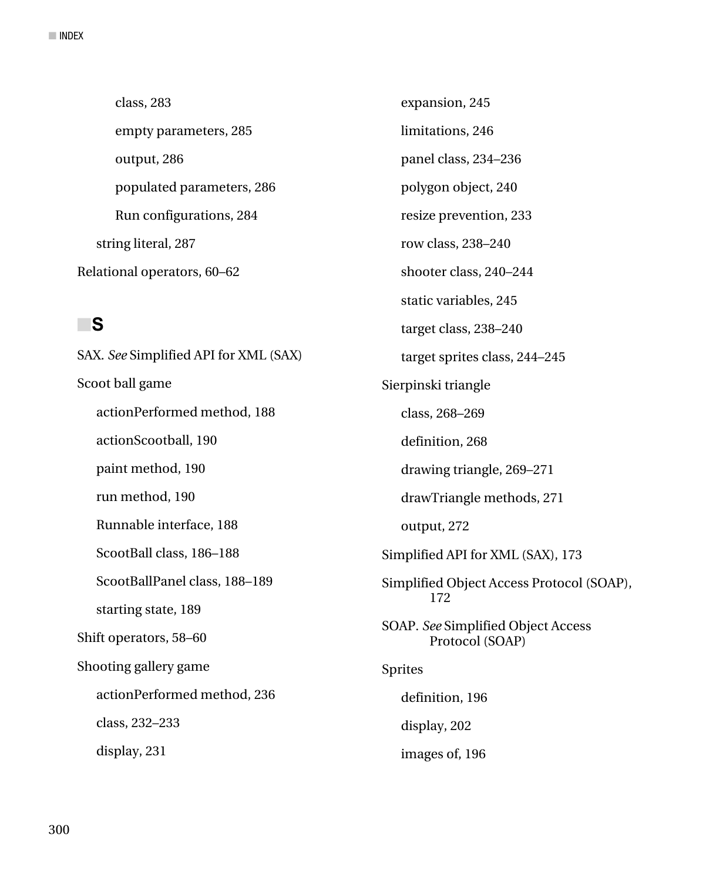- class, 283
- empty parameters, 285
- output, 286
- populated parameters, 286
- Run configurations, 284

string literal, 287

Relational operators, 60–62

## S

SAX. *See* Simplified API for XML (SAX)

Scoot ball game

- actionPerformed method, 188
- actionScootball, 190
- paint method, 190
- run method, 190
- Runnable interface, 188
- ScootBall class, 186–188
- ScootBallPanel class, 188–189
- starting state, 189

Shift operators, 58–60

Shooting gallery game

- actionPerformed method, 236
- class, 232–233
- display, 231
- expansion, 245
- limitations, 246
- panel class, 234–236
- polygon object, 240
- resize prevention, 233
- row class, 238–240
- shooter class, 240–244
- static variables, 245
- target class, 238–240
- target sprites class, 244–245

Sierpinski triangle

- class, 268–269
- definition, 268
- drawing triangle, 269–271
- drawTriangle methods, 271
- output, 272

Simplified API for XML (SAX), 173

Simplified Object Access Protocol (SOAP), 172

SOAP. *See* Simplified Object Access Protocol (SOAP)

Sprites

- definition, 196
- display, 202
- images of, 196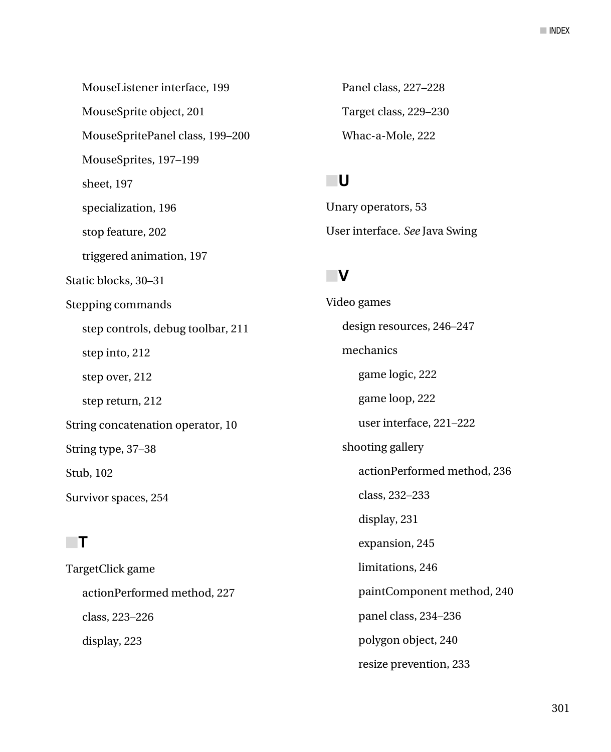- MouseListener interface, 199
- MouseSprite object, 201
- MouseSpritePanel class, 199–200
- MouseSprites, 197–199
- sheet, 197
- specialization, 196
- stop feature, 202
- triggered animation, 197

Static blocks, 30–31

Stepping commands

- step controls, debug toolbar, 211
- step into, 212
- step over, 212
- step return, 212

String concatenation operator, 10

String type, 37–38

Stub, 102

Survivor spaces, 254

## T

TargetClick game

- actionPerformed method, 227
- class, 223–226
- display, 223
- Panel class, 227–228
- Target class, 229–230
- Whac-a-Mole, 222

## U

Unary operators, 53

User interface. *See* Java Swing

## V

Video games

- design resources, 246–247
- mechanics
  - game logic, 222
  - game loop, 222
  - user interface, 221–222
- shooting gallery
  - actionPerformed method, 236
  - class, 232–233
  - display, 231
  - expansion, 245
  - limitations, 246
  - paintComponent method, 240
  - panel class, 234–236
  - polygon object, 240
  - resize prevention, 233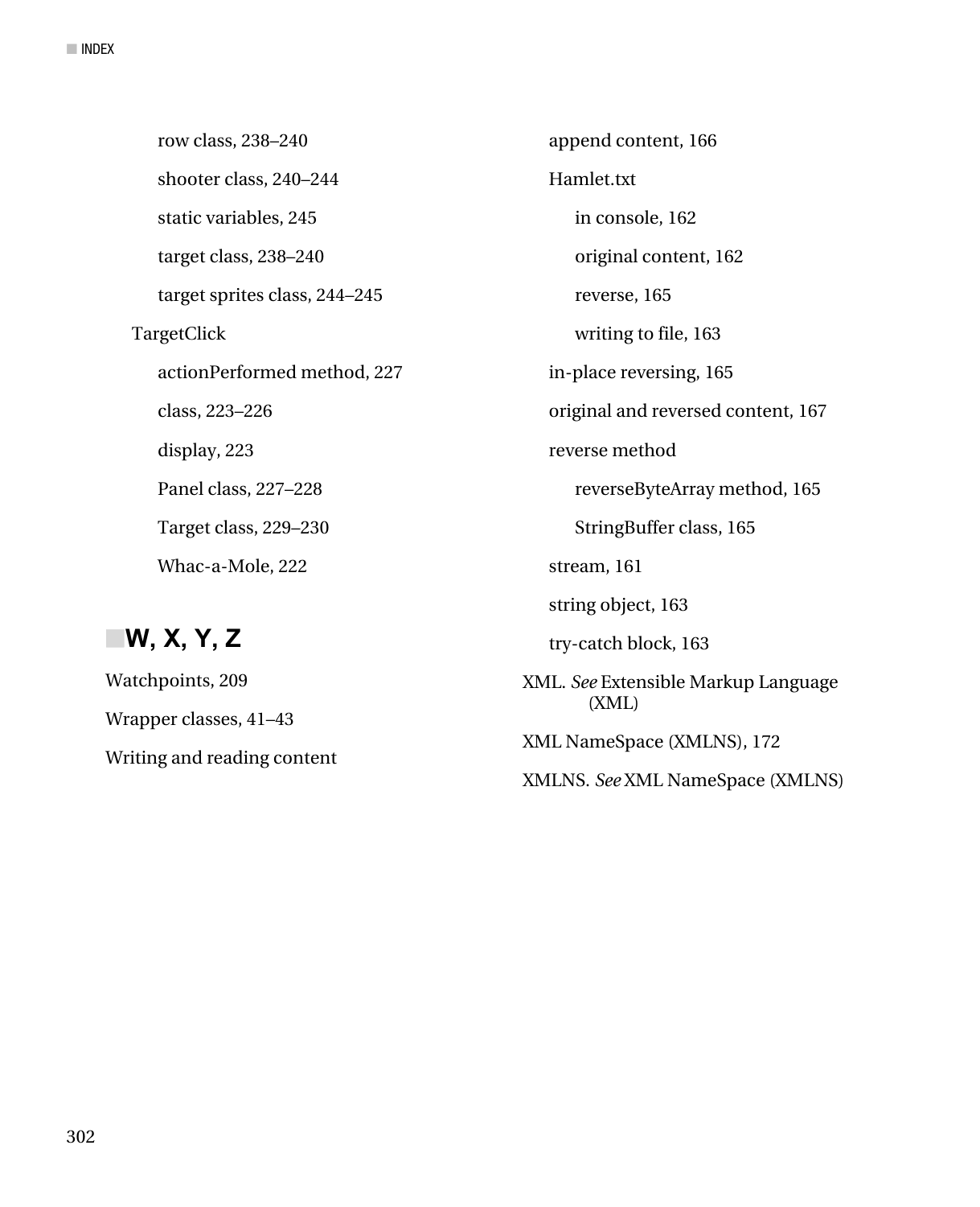row class, 238–240

shooter class, 240–244

static variables, 245

target class, 238–240

target sprites class, 244–245

TargetClick

actionPerformed method, 227

class, 223–226

display, 223

Panel class, 227–228

Target class, 229–230

Whac-a-Mole, 222

## W, X, Y, Z

Watchpoints, 209

Wrapper classes, 41–43

Writing and reading content

append content, 166

Hamlet.txt

in console, 162

original content, 162

reverse, 165

writing to file, 163

in-place reversing, 165

original and reversed content, 167

reverse method

reverseByteArray method, 165

StringBuffer class, 165

stream, 161

string object, 163

try-catch block, 163

XML. *See* Extensible Markup Language (XML)

XML NameSpace (XMLNS), 172

XMLNS. *See* XML NameSpace (XMLNS)